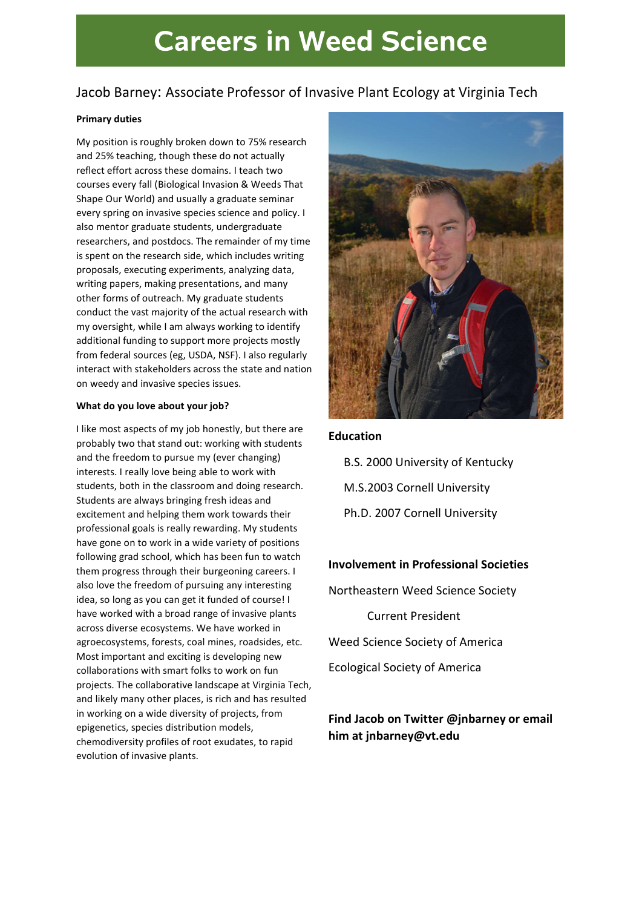# Careers in Weed Science

## Jacob Barney: Associate Professor of Invasive Plant Ecology at Virginia Tech

**Primary duties**

My position is roughly broken down to 75% research and 25% teaching, though these do not actually reflect effort across these domains. I teach two courses every fall (Biological Invasion & Weeds That Shape Our World) and usually a graduate seminar every spring on invasive species science and policy. I also mentor graduate students, undergraduate researchers, and postdocs. The remainder of my time is spent on the research side, which includes writing proposals, executing experiments, analyzing data, writing papers, making presentations, and many other forms of outreach. My graduate students conduct the vast majority of the actual research with my oversight, while I am always working to identify additional funding to support more projects mostly from federal sources (eg, USDA, NSF). I also regularly interact with stakeholders across the state and nation on weedy and invasive species issues.

**What do you love about your job?**

I like most aspects of my job honestly, but there are probably two that stand out: working with students and the freedom to pursue my (ever changing) interests. I really love being able to work with students, both in the classroom and doing research. Students are always bringing fresh ideas and excitement and helping them work towards their professional goals is really rewarding. My students have gone on to work in a wide variety of positions following grad school, which has been fun to watch them progress through their burgeoning careers. I also love the freedom of pursuing any interesting idea, so long as you can get it funded of course! I have worked with a broad range of invasive plants across diverse ecosystems. We have worked in agroecosystems, forests, coal mines, roadsides, etc. Most important and exciting is developing new collaborations with smart folks to work on fun projects. The collaborative landscape at Virginia Tech, and likely many other places, is rich and has resulted in working on a wide diversity of projects, from epigenetics, species distribution models, chemodiversity profiles of root exudates, to rapid evolution of invasive plants.

**Education**

B.S. 2000 University of Kentucky

M.S.2003 Cornell University

Ph.D. 2007 Cornell University

**Involvement in Professional Societies**

Northeastern Weed Science Society

Current President

Weed Science Society of America

Ecological Society of America

**Find Jacob on Twitter @jnbarney or email him at jnbarney@vt.edu**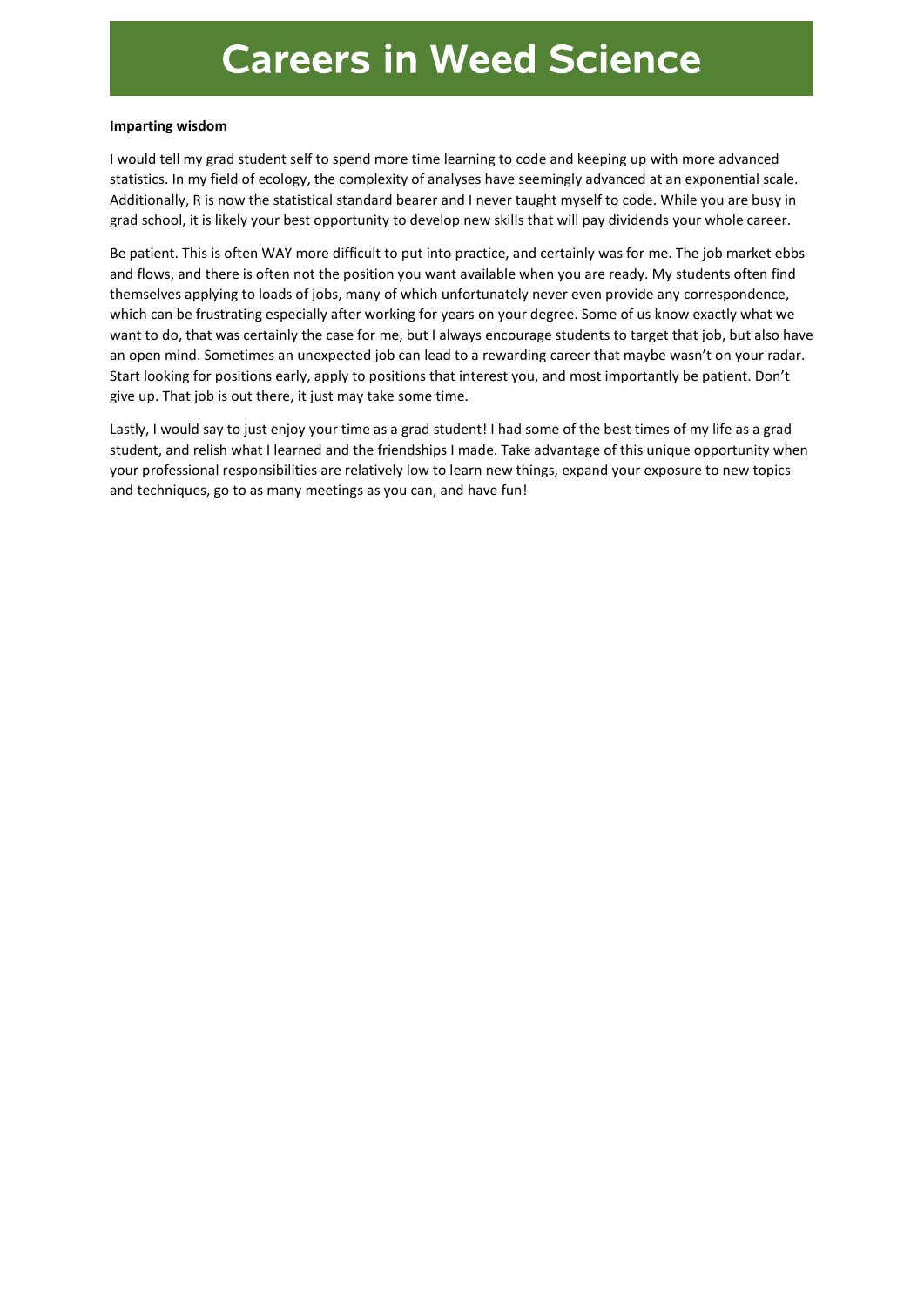# Careers in Weed Science

**Imparting wisdom**

I would tell my grad student self to spend more time learning to code and keeping up with more advanced statistics. In my field of ecology, the complexity of analyses have seemingly advanced at an exponential scale. Additionally, R is now the statistical standard bearer and I never taught myself to code. While you are busy in grad school, it is likely your best opportunity to develop new skills that will pay dividends your whole career.

Be patient. This is often WAY more difficult to put into practice, and certainly was for me. The job market ebbs and flows, and there is often not the position you want available when you are ready. My students often find themselves applying to loads of jobs, many of which unfortunately never even provide any correspondence, which can be frustrating especially after working for years on your degree. Some of us know exactly what we want to do, that was certainly the case for me, but I always encourage students to target that job, but also have an open mind. Sometimes an unexpected job can lead to a rewarding career that maybe wasn't on your radar. Start looking for positions early, apply to positions that interest you, and most importantly be patient. Don't give up. That job is out there, it just may take some time.

Lastly, I would say to just enjoy your time as a grad student! I had some of the best times of my life as a grad student, and relish what I learned and the friendships I made. Take advantage of this unique opportunity when your professional responsibilities are relatively low to learn new things, expand your exposure to new topics and techniques, go to as many meetings as you can, and have fun!